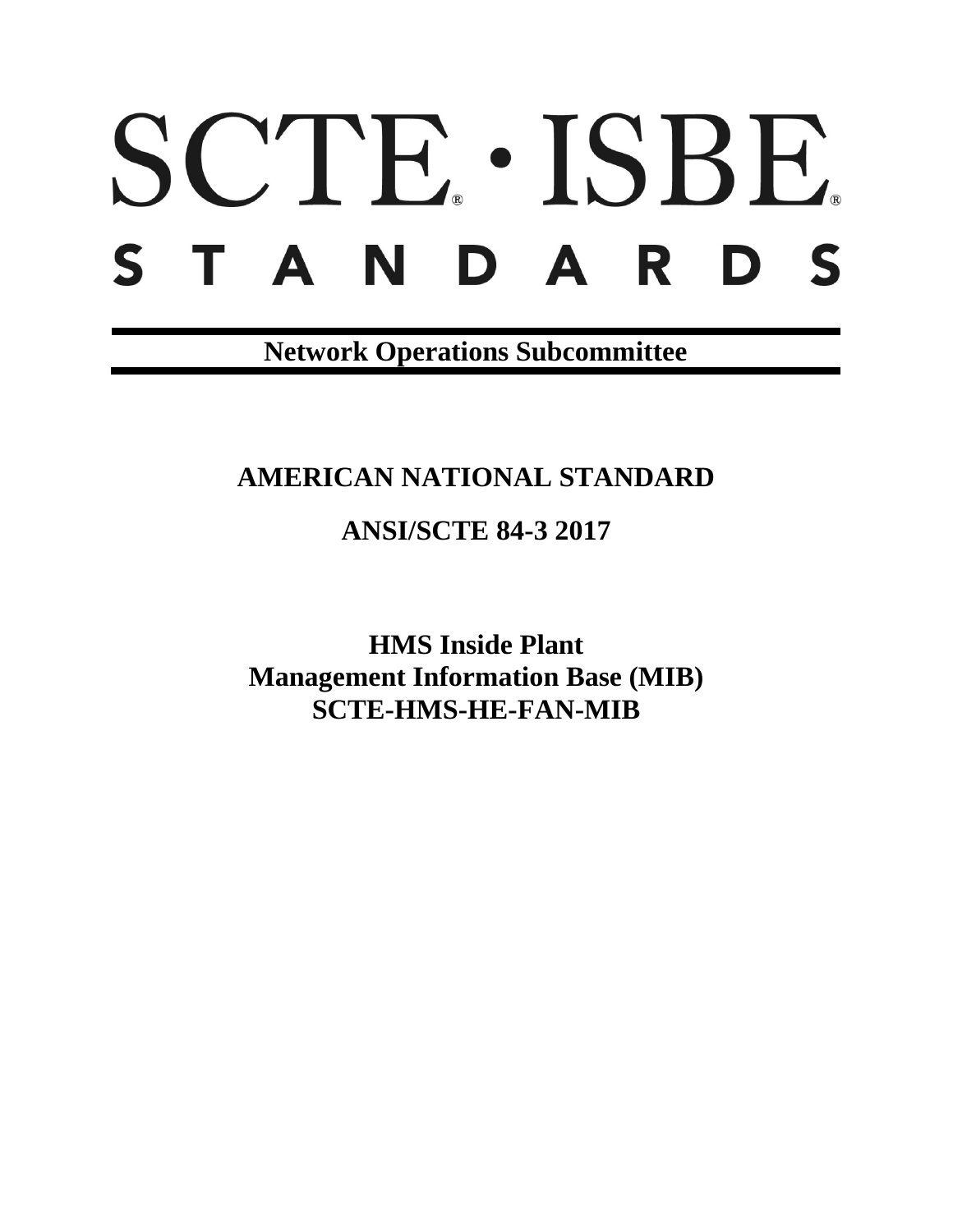# SCTE · ISBE STANDARDS

**Network Operations Subcommittee**

## AMERICAN NATIONAL STANDARD

## ANSI/SCTE 84-3 2017

# HMS Inside Plant Management Information Base (MIB) SCTE-HMS-HE-FAN-MIB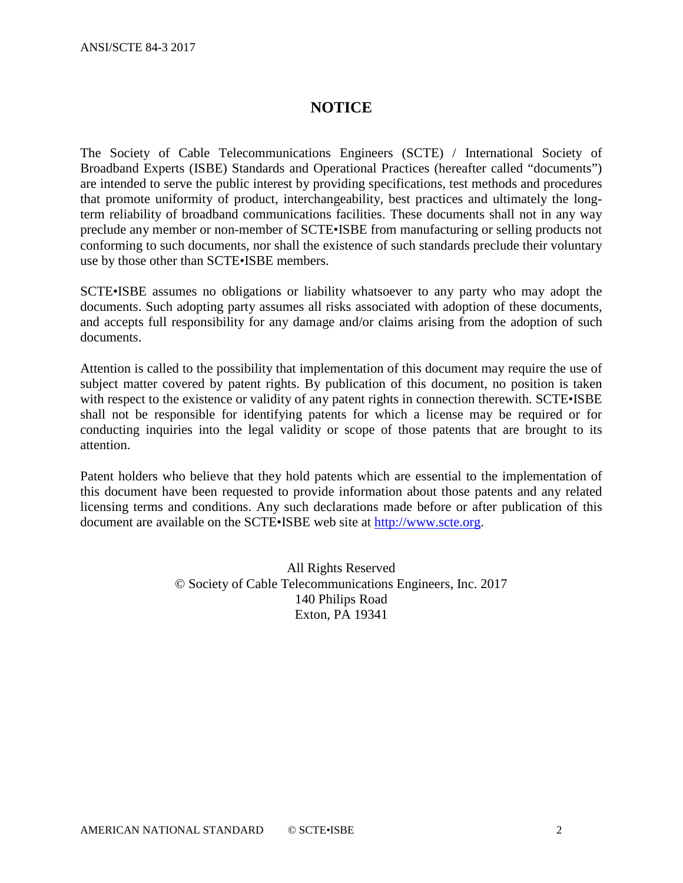# NOTICE

The Society of Cable Telecommunications Engineers (SCTE) / International Society of Broadband Experts (ISBE) Standards and Operational Practices (hereafter called "documents") are intended to serve the public interest by providing specifications, test methods and procedures that promote uniformity of product, interchangeability, best practices and ultimately the long-term reliability of broadband communications facilities. These documents shall not in any way preclude any member or non-member of SCTE•ISBE from manufacturing or selling products not conforming to such documents, nor shall the existence of such standards preclude their voluntary use by those other than SCTE•ISBE members.

SCTE•ISBE assumes no obligations or liability whatsoever to any party who may adopt the documents. Such adopting party assumes all risks associated with adoption of these documents, and accepts full responsibility for any damage and/or claims arising from the adoption of such documents.

Attention is called to the possibility that implementation of this document may require the use of subject matter covered by patent rights. By publication of this document, no position is taken with respect to the existence or validity of any patent rights in connection therewith. SCTE•ISBE shall not be responsible for identifying patents for which a license may be required or for conducting inquiries into the legal validity or scope of those patents that are brought to its attention.

Patent holders who believe that they hold patents which are essential to the implementation of this document have been requested to provide information about those patents and any related licensing terms and conditions. Any such declarations made before or after publication of this document are available on the SCTE•ISBE web site at [http://www.scte.org](http://www.scte.org).

All Rights Reserved
© Society of Cable Telecommunications Engineers, Inc. 2017
140 Philips Road
Exton, PA 19341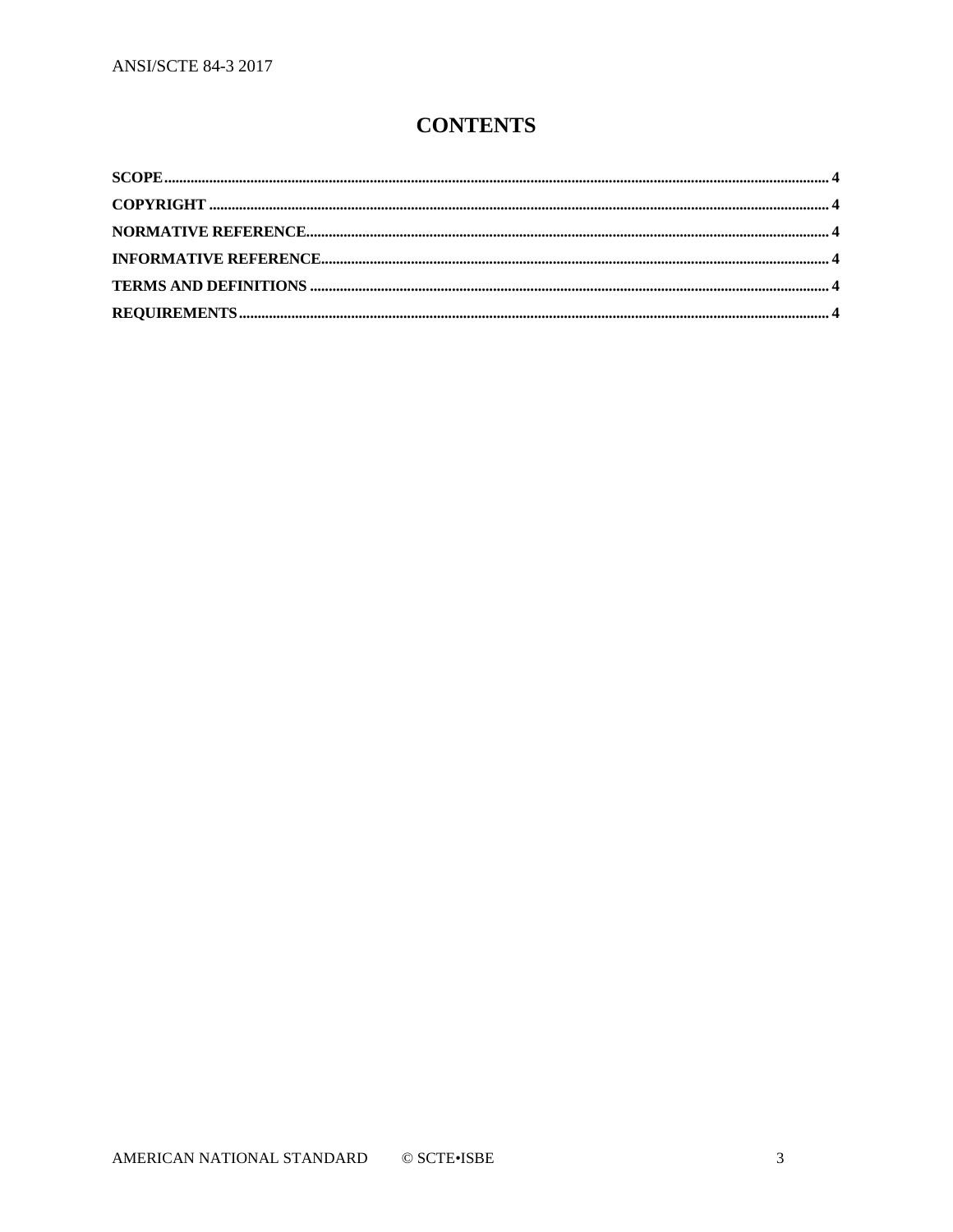# CONTENTS

**SCOPE** ........................................................................................................................................................... 4

**COPYRIGHT** ................................................................................................................................................. 4

**NORMATIVE REFERENCE** ........................................................................................................................ 4

**INFORMATIVE REFERENCE** ..................................................................................................................... 4

**TERMS AND DEFINITIONS** ....................................................................................................................... 4

**REQUIREMENTS** ......................................................................................................................................... 4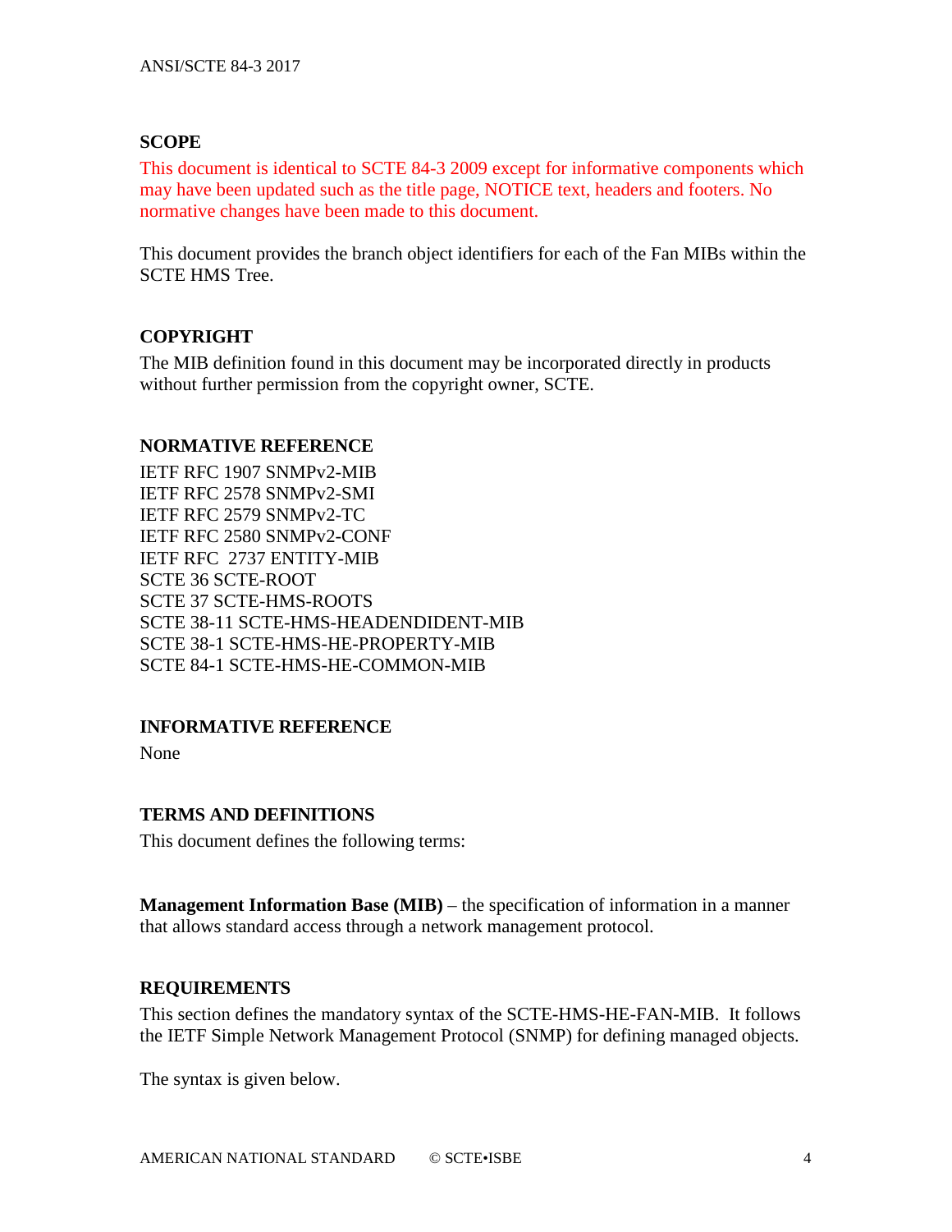## SCOPE

This document is identical to SCTE 84-3 2009 except for informative components which may have been updated such as the title page, NOTICE text, headers and footers. No normative changes have been made to this document.

This document provides the branch object identifiers for each of the Fan MIBs within the SCTE HMS Tree.

## COPYRIGHT

The MIB definition found in this document may be incorporated directly in products without further permission from the copyright owner, SCTE.

## NORMATIVE REFERENCE

IETF RFC 1907 SNMPv2-MIB
IETF RFC 2578 SNMPv2-SMI
IETF RFC 2579 SNMPv2-TC
IETF RFC 2580 SNMPv2-CONF
IETF RFC 2737 ENTITY-MIB
SCTE 36 SCTE-ROOT
SCTE 37 SCTE-HMS-ROOTS
SCTE 38-11 SCTE-HMS-HEADENDIDENT-MIB
SCTE 38-1 SCTE-HMS-HE-PROPERTY-MIB
SCTE 84-1 SCTE-HMS-HE-COMMON-MIB

## INFORMATIVE REFERENCE

None

## TERMS AND DEFINITIONS

This document defines the following terms:

**Management Information Base (MIB)** – the specification of information in a manner that allows standard access through a network management protocol.

## REQUIREMENTS

This section defines the mandatory syntax of the SCTE-HMS-HE-FAN-MIB. It follows the IETF Simple Network Management Protocol (SNMP) for defining managed objects.

The syntax is given below.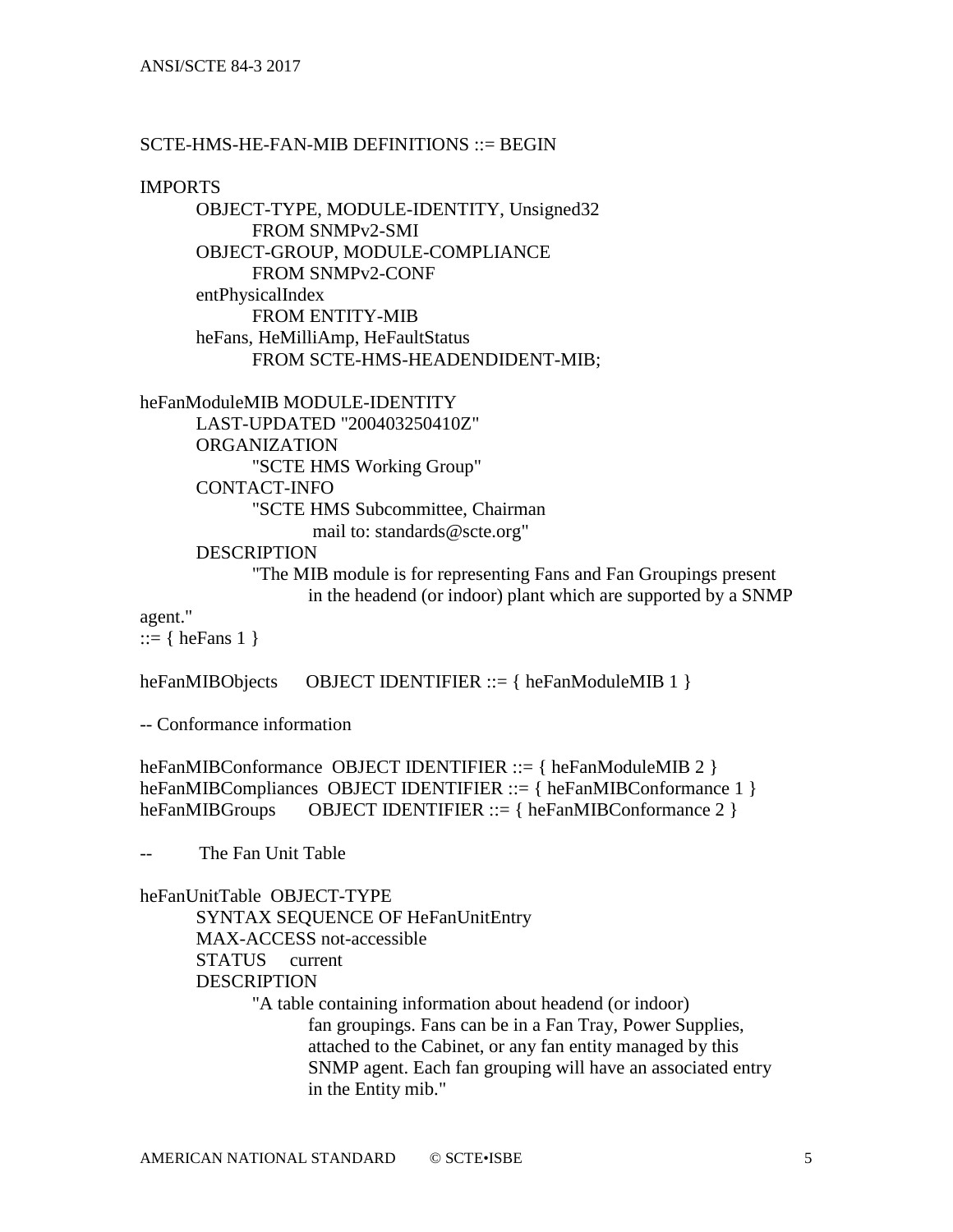```
SCTE-HMS-HE-FAN-MIB DEFINITIONS ::= BEGIN

IMPORTS
        OBJECT-TYPE, MODULE-IDENTITY, Unsigned32
                FROM SNMPv2-SMI
        OBJECT-GROUP, MODULE-COMPLIANCE
                FROM SNMPv2-CONF
        entPhysicalIndex
                FROM ENTITY-MIB
        heFans, HeMilliAmp, HeFaultStatus
                FROM SCTE-HMS-HEADENDIDENT-MIB;

heFanModuleMIB MODULE-IDENTITY
        LAST-UPDATED "200403250410Z"
        ORGANIZATION
                "SCTE HMS Working Group"
        CONTACT-INFO
                "SCTE HMS Subcommittee, Chairman
                   mail to: standards@scte.org"
        DESCRIPTION
                "The MIB module is for representing Fans and Fan Groupings present
                        in the headend (or indoor) plant which are supported by a SNMP
agent."
::= { heFans 1 }

heFanMIBObjects      OBJECT IDENTIFIER ::= { heFanModuleMIB 1 }

-- Conformance information

heFanMIBConformance  OBJECT IDENTIFIER ::= { heFanModuleMIB 2 }
heFanMIBCompliances  OBJECT IDENTIFIER ::= { heFanMIBConformance 1 }
heFanMIBGroups       OBJECT IDENTIFIER ::= { heFanMIBConformance 2 }

--       The Fan Unit Table

heFanUnitTable  OBJECT-TYPE
        SYNTAX SEQUENCE OF HeFanUnitEntry
        MAX-ACCESS not-accessible
        STATUS     current
        DESCRIPTION
                "A table containing information about headend (or indoor)
                        fan groupings. Fans can be in a Fan Tray, Power Supplies,
                        attached to the Cabinet, or any fan entity managed by this
                        SNMP agent. Each fan grouping will have an associated entry
                        in the Entity mib."
```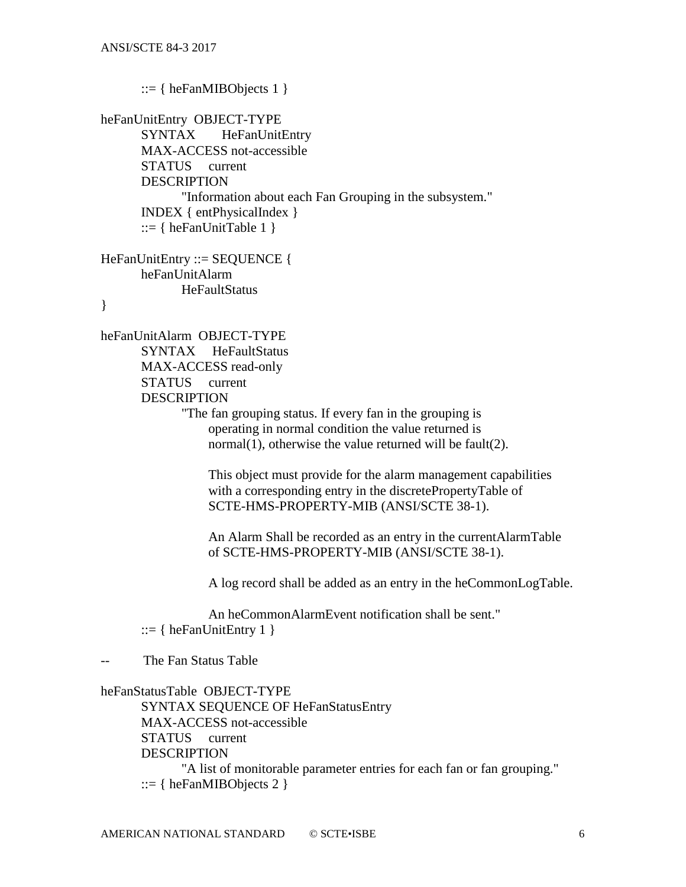```
        ::= { heFanMIBObjects 1 }

heFanUnitEntry  OBJECT-TYPE
        SYNTAX      HeFanUnitEntry
        MAX-ACCESS not-accessible
        STATUS     current
        DESCRIPTION
                "Information about each Fan Grouping in the subsystem."
        INDEX { entPhysicalIndex }
        ::= { heFanUnitTable 1 }

HeFanUnitEntry ::= SEQUENCE {
        heFanUnitAlarm
                HeFaultStatus
}

heFanUnitAlarm  OBJECT-TYPE
        SYNTAX     HeFaultStatus
        MAX-ACCESS read-only
        STATUS     current
        DESCRIPTION
                "The fan grouping status. If every fan in the grouping is
                 operating in normal condition the value returned is
                 normal(1), otherwise the value returned will be fault(2).

                 This object must provide for the alarm management capabilities
                 with a corresponding entry in the discretePropertyTable of
                 SCTE-HMS-PROPERTY-MIB (ANSI/SCTE 38-1).

                 An Alarm Shall be recorded as an entry in the currentAlarmTable
                 of SCTE-HMS-PROPERTY-MIB (ANSI/SCTE 38-1).

                 A log record shall be added as an entry in the heCommonLogTable.

                 An heCommonAlarmEvent notification shall be sent."
        ::= { heFanUnitEntry 1 }

--      The Fan Status Table

heFanStatusTable  OBJECT-TYPE
        SYNTAX SEQUENCE OF HeFanStatusEntry
        MAX-ACCESS not-accessible
        STATUS     current
        DESCRIPTION
                "A list of monitorable parameter entries for each fan or fan grouping."
        ::= { heFanMIBObjects 2 }
```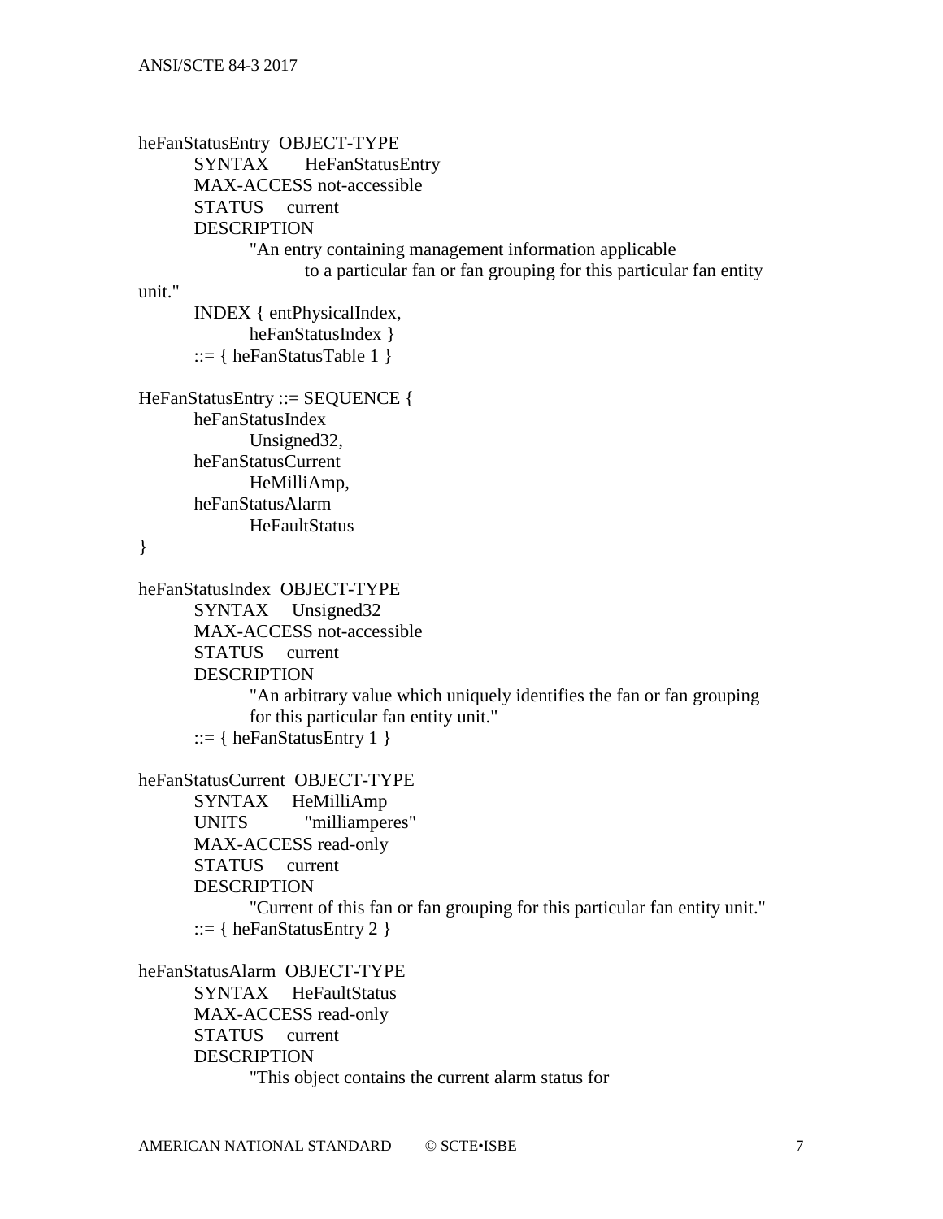```
heFanStatusEntry  OBJECT-TYPE
        SYNTAX      HeFanStatusEntry
        MAX-ACCESS not-accessible
        STATUS     current
        DESCRIPTION
                "An entry containing management information applicable
                        to a particular fan or fan grouping for this particular fan entity
unit."
        INDEX { entPhysicalIndex,
                heFanStatusIndex }
        ::= { heFanStatusTable 1 }

HeFanStatusEntry ::= SEQUENCE {
        heFanStatusIndex
                Unsigned32,
        heFanStatusCurrent
                HeMilliAmp,
        heFanStatusAlarm
                HeFaultStatus
}

heFanStatusIndex  OBJECT-TYPE
        SYNTAX     Unsigned32
        MAX-ACCESS not-accessible
        STATUS     current
        DESCRIPTION
                "An arbitrary value which uniquely identifies the fan or fan grouping
                for this particular fan entity unit."
        ::= { heFanStatusEntry 1 }

heFanStatusCurrent  OBJECT-TYPE
        SYNTAX     HeMilliAmp
        UNITS          "milliamperes"
        MAX-ACCESS read-only
        STATUS     current
        DESCRIPTION
                "Current of this fan or fan grouping for this particular fan entity unit."
        ::= { heFanStatusEntry 2 }

heFanStatusAlarm  OBJECT-TYPE
        SYNTAX     HeFaultStatus
        MAX-ACCESS read-only
        STATUS     current
        DESCRIPTION
                "This object contains the current alarm status for
```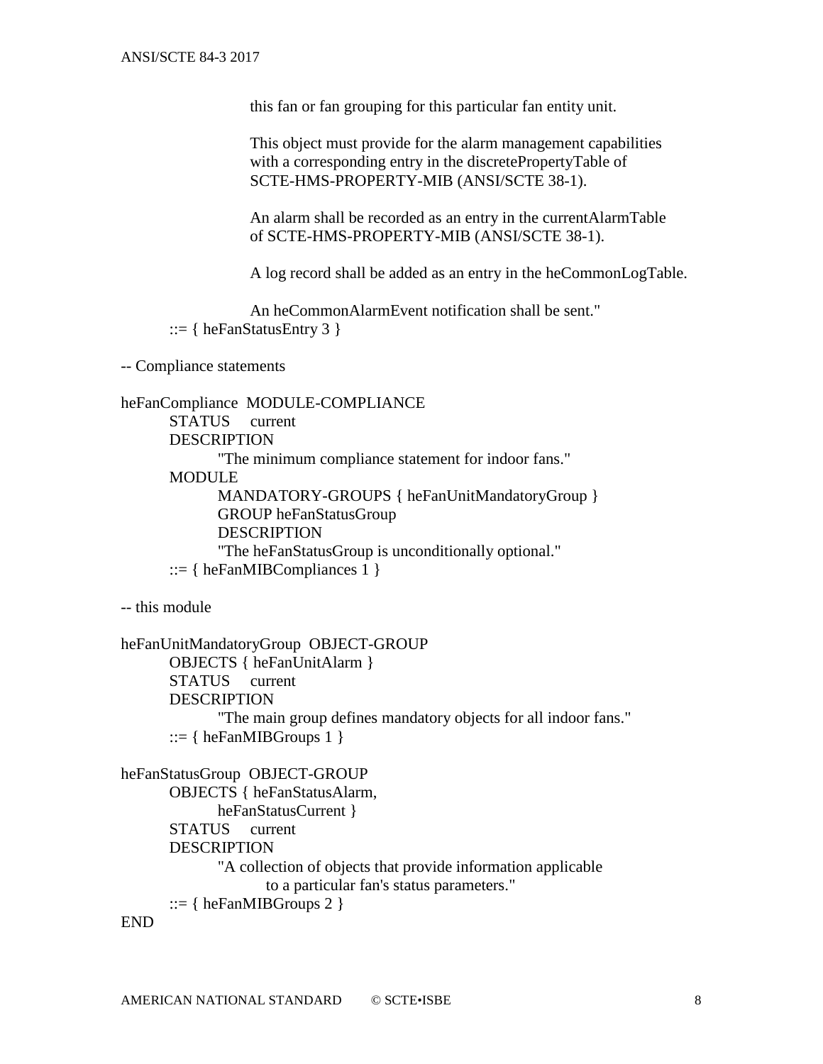```
                        this fan or fan grouping for this particular fan entity unit.

                        This object must provide for the alarm management capabilities
                        with a corresponding entry in the discretePropertyTable of
                        SCTE-HMS-PROPERTY-MIB (ANSI/SCTE 38-1).

                        An alarm shall be recorded as an entry in the currentAlarmTable
                        of SCTE-HMS-PROPERTY-MIB (ANSI/SCTE 38-1).

                        A log record shall be added as an entry in the heCommonLogTable.

                        An heCommonAlarmEvent notification shall be sent."
        ::= { heFanStatusEntry 3 }

-- Compliance statements

heFanCompliance  MODULE-COMPLIANCE
        STATUS     current
        DESCRIPTION
                "The minimum compliance statement for indoor fans."
        MODULE
                MANDATORY-GROUPS { heFanUnitMandatoryGroup }
                GROUP heFanStatusGroup
                DESCRIPTION
                "The heFanStatusGroup is unconditionally optional."
        ::= { heFanMIBCompliances 1 }

-- this module

heFanUnitMandatoryGroup  OBJECT-GROUP
        OBJECTS { heFanUnitAlarm }
        STATUS     current
        DESCRIPTION
                "The main group defines mandatory objects for all indoor fans."
        ::= { heFanMIBGroups 1 }

heFanStatusGroup  OBJECT-GROUP
        OBJECTS { heFanStatusAlarm,
                heFanStatusCurrent }
        STATUS     current
        DESCRIPTION
                "A collection of objects that provide information applicable
                        to a particular fan's status parameters."
        ::= { heFanMIBGroups 2 }
END
```